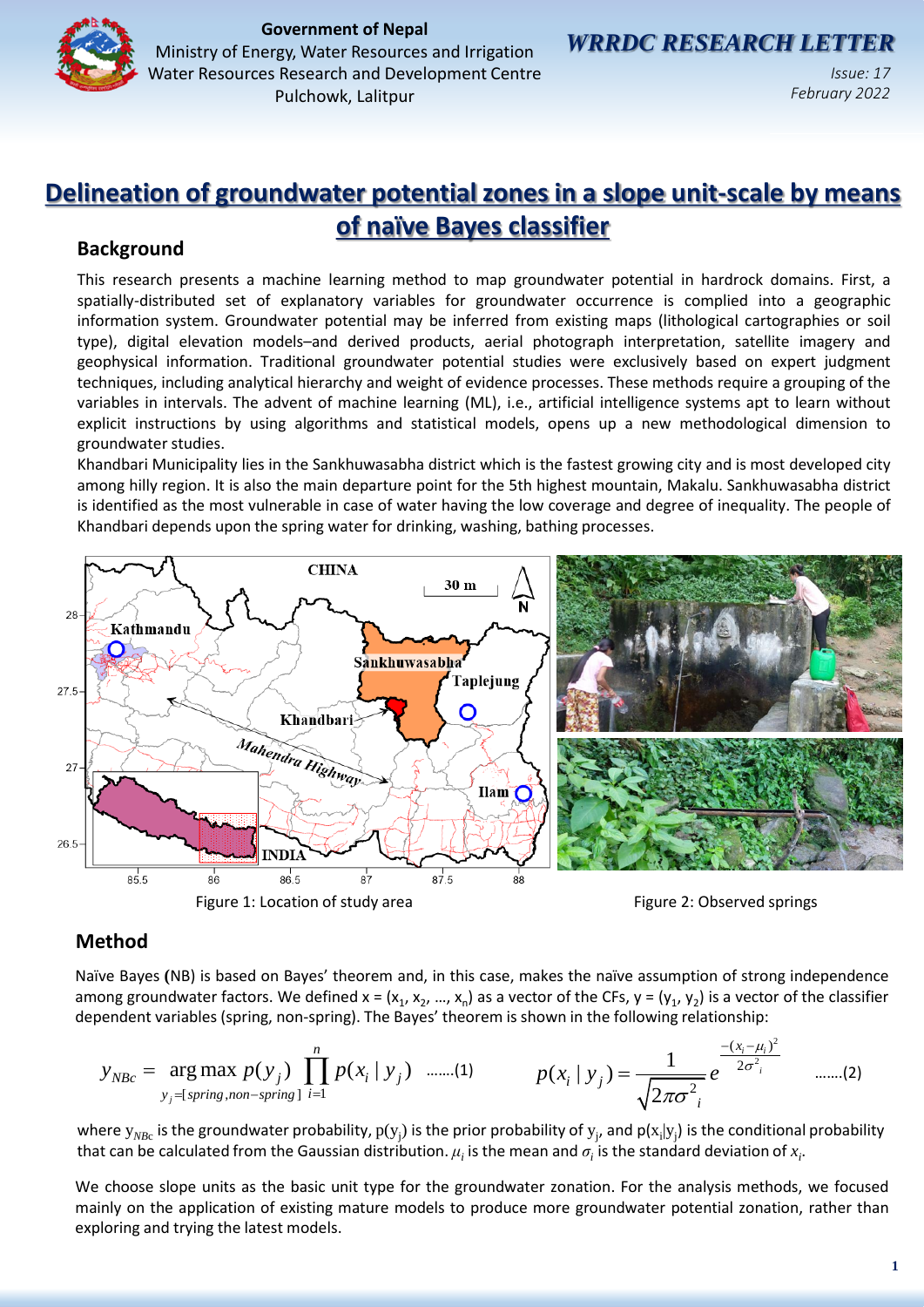Government of Nepal
Ministry of Energy, Water Resources and Irrigation
Water Resources Research and Development Centre
Pulchowk, Lalitpur

***WRRDC RESEARCH LETTER***

*Issue: 17*
*February 2022*

# Delineation of groundwater potential zones in a slope unit-scale by means of naïve Bayes classifier

## Background

This research presents a machine learning method to map groundwater potential in hardrock domains. First, a spatially-distributed set of explanatory variables for groundwater occurrence is complied into a geographic information system. Groundwater potential may be inferred from existing maps (lithological cartographies or soil type), digital elevation models–and derived products, aerial photograph interpretation, satellite imagery and geophysical information. Traditional groundwater potential studies were exclusively based on expert judgment techniques, including analytical hierarchy and weight of evidence processes. These methods require a grouping of the variables in intervals. The advent of machine learning (ML), i.e., artificial intelligence systems apt to learn without explicit instructions by using algorithms and statistical models, opens up a new methodological dimension to groundwater studies.

Khandbari Municipality lies in the Sankhuwasabha district which is the fastest growing city and is most developed city among hilly region. It is also the main departure point for the 5th highest mountain, Makalu. Sankhuwasabha district is identified as the most vulnerable in case of water having the low coverage and degree of inequality. The people of Khandbari depends upon the spring water for drinking, washing, bathing processes.

Figure 1: Location of study area

Figure 2: Observed springs

## Method

Naïve Bayes (NB) is based on Bayes' theorem and, in this case, makes the naïve assumption of strong independence among groundwater factors. We defined x = ($x_1$, $x_2$, …, $x_n$) as a vector of the CFs, y = ($y_1$, $y_2$) is a vector of the classifier dependent variables (spring, non-spring). The Bayes' theorem is shown in the following relationship:

$$y_{NBc} = \underset{y_j=[spring,non-spring]}{\arg\max}\; p(y_j)\prod_{i=1}^{n} p(x_i \mid y_j) \quad .......(1)$$

$$p(x_i \mid y_j) = \frac{1}{\sqrt{2\pi\sigma_i^2}} e^{\frac{-(x_i-\mu_i)^2}{2\sigma_i^2}} \quad .......(2)$$

where $y_{NBc}$ is the groundwater probability, $p(y_j)$ is the prior probability of $y_j$, and $p(x_i|y_j)$ is the conditional probability that can be calculated from the Gaussian distribution. $\mu_i$ is the mean and $\sigma_i$ is the standard deviation of $x_i$.

We choose slope units as the basic unit type for the groundwater zonation. For the analysis methods, we focused mainly on the application of existing mature models to produce more groundwater potential zonation, rather than exploring and trying the latest models.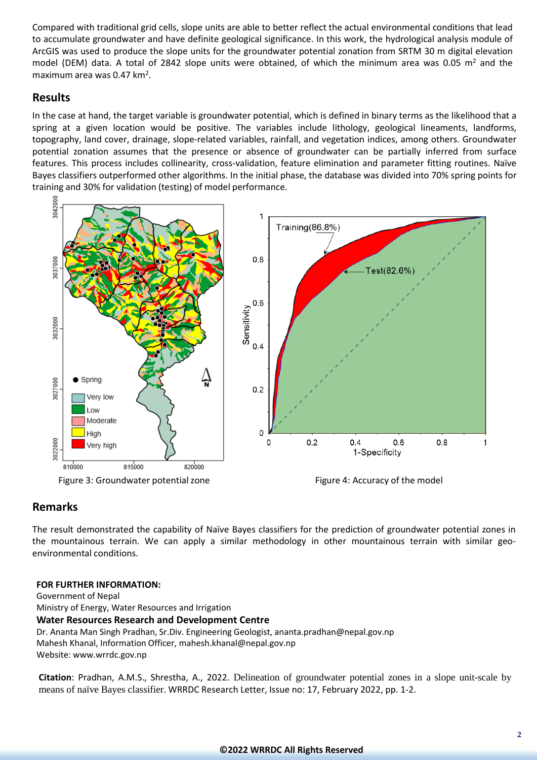Compared with traditional grid cells, slope units are able to better reflect the actual environmental conditions that lead to accumulate groundwater and have definite geological significance. In this work, the hydrological analysis module of ArcGIS was used to produce the slope units for the groundwater potential zonation from SRTM 30 m digital elevation model (DEM) data. A total of 2842 slope units were obtained, of which the minimum area was 0.05 $m^2$ and the maximum area was 0.47 $km^2$.

## Results

In the case at hand, the target variable is groundwater potential, which is defined in binary terms as the likelihood that a spring at a given location would be positive. The variables include lithology, geological lineaments, landforms, topography, land cover, drainage, slope-related variables, rainfall, and vegetation indices, among others. Groundwater potential zonation assumes that the presence or absence of groundwater can be partially inferred from surface features. This process includes collinearity, cross-validation, feature elimination and parameter fitting routines. Naïve Bayes classifiers outperformed other algorithms. In the initial phase, the database was divided into 70% spring points for training and 30% for validation (testing) of model performance.

3042000
3037000
3032000
3027000
3022000
810000
815000
820000
Spring
Very low
Low
Moderate
High
Very high
N

Figure 3: Groundwater potential zone

Training(86.8%)
Test(82.6%)
Sensitivity
1-Specificity
0
0.2
0.4
0.6
0.8
1

Figure 4: Accuracy of the model

## Remarks

The result demonstrated the capability of Naïve Bayes classifiers for the prediction of groundwater potential zones in the mountainous terrain. We can apply a similar methodology in other mountainous terrain with similar geo-environmental conditions.

**FOR FURTHER INFORMATION:**
Government of Nepal
Ministry of Energy, Water Resources and Irrigation
**Water Resources Research and Development Centre**
Dr. Ananta Man Singh Pradhan, Sr.Div. Engineering Geologist, ananta.pradhan@nepal.gov.np
Mahesh Khanal, Information Officer, mahesh.khanal@nepal.gov.np
Website: www.wrrdc.gov.np

**Citation**: Pradhan, A.M.S., Shrestha, A., 2022. Delineation of groundwater potential zones in a slope unit-scale by means of naïve Bayes classifier. WRRDC Research Letter, Issue no: 17, February 2022, pp. 1-2.

©2022 WRRDC All Rights Reserved